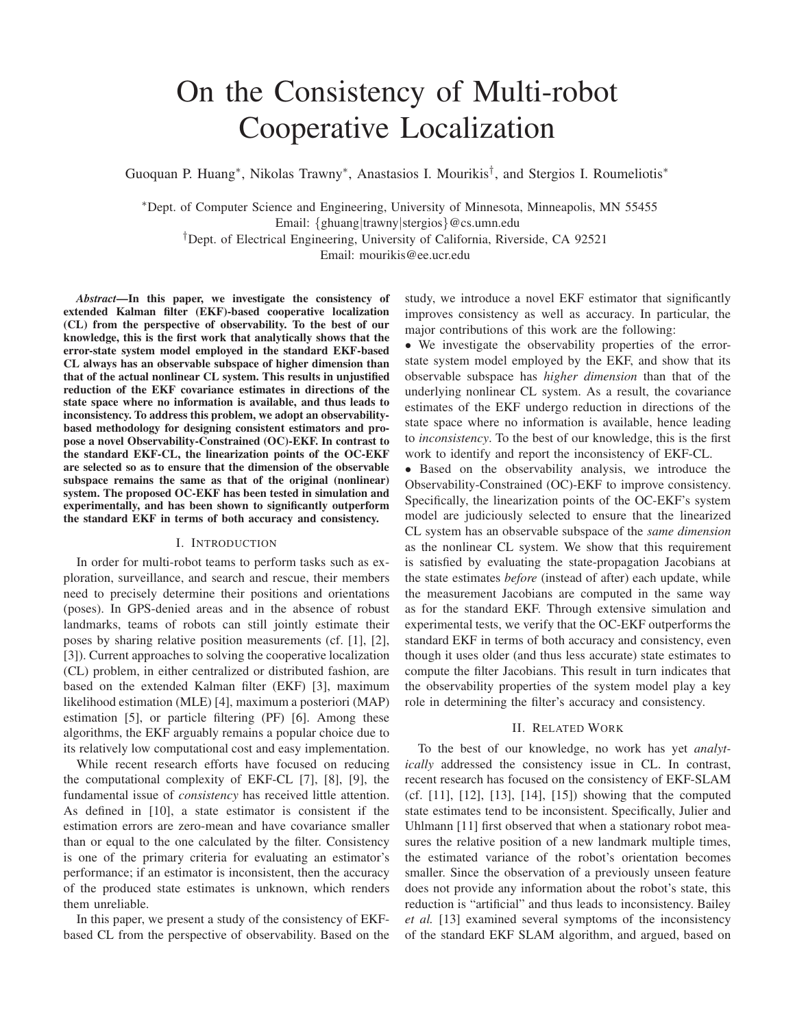# On the Consistency of Multi-robot Cooperative Localization

Guoquan P. Huang[*], Nikolas Trawny[*], Anastasios I. Mourikis[†], and Stergios I. Roumeliotis[*]

[*]Dept. of Computer Science and Engineering, University of Minnesota, Minneapolis, MN 55455
Email: {ghuang|trawny|stergios}@cs.umn.edu
[†]Dept. of Electrical Engineering, University of California, Riverside, CA 92521
Email: mourikis@ee.ucr.edu

***Abstract*—In this paper, we investigate the consistency of extended Kalman filter (EKF)-based cooperative localization (CL) from the perspective of observability. To the best of our knowledge, this is the first work that analytically shows that the error-state system model employed in the standard EKF-based CL always has an observable subspace of higher dimension than that of the actual nonlinear CL system. This results in unjustified reduction of the EKF covariance estimates in directions of the state space where no information is available, and thus leads to inconsistency. To address this problem, we adopt an observability-based methodology for designing consistent estimators and propose a novel Observability-Constrained (OC)-EKF. In contrast to the standard EKF-CL, the linearization points of the OC-EKF are selected so as to ensure that the dimension of the observable subspace remains the same as that of the original (nonlinear) system. The proposed OC-EKF has been tested in simulation and experimentally, and has been shown to significantly outperform the standard EKF in terms of both accuracy and consistency.**

## I. Introduction

In order for multi-robot teams to perform tasks such as exploration, surveillance, and search and rescue, their members need to precisely determine their positions and orientations (poses). In GPS-denied areas and in the absence of robust landmarks, teams of robots can still jointly estimate their poses by sharing relative position measurements (cf. [1], [2], [3]). Current approaches to solving the cooperative localization (CL) problem, in either centralized or distributed fashion, are based on the extended Kalman filter (EKF) [3], maximum likelihood estimation (MLE) [4], maximum a posteriori (MAP) estimation [5], or particle filtering (PF) [6]. Among these algorithms, the EKF arguably remains a popular choice due to its relatively low computational cost and easy implementation.

While recent research efforts have focused on reducing the computational complexity of EKF-CL [7], [8], [9], the fundamental issue of *consistency* has received little attention. As defined in [10], a state estimator is consistent if the estimation errors are zero-mean and have covariance smaller than or equal to the one calculated by the filter. Consistency is one of the primary criteria for evaluating an estimator's performance; if an estimator is inconsistent, then the accuracy of the produced state estimates is unknown, which renders them unreliable.

In this paper, we present a study of the consistency of EKF-based CL from the perspective of observability. Based on the study, we introduce a novel EKF estimator that significantly improves consistency as well as accuracy. In particular, the major contributions of this work are the following:

- We investigate the observability properties of the error-state system model employed by the EKF, and show that its observable subspace has *higher dimension* than that of the underlying nonlinear CL system. As a result, the covariance estimates of the EKF undergo reduction in directions of the state space where no information is available, hence leading to *inconsistency*. To the best of our knowledge, this is the first work to identify and report the inconsistency of EKF-CL.
- Based on the observability analysis, we introduce the Observability-Constrained (OC)-EKF to improve consistency. Specifically, the linearization points of the OC-EKF's system model are judiciously selected to ensure that the linearized CL system has an observable subspace of the *same dimension* as the nonlinear CL system. We show that this requirement is satisfied by evaluating the state-propagation Jacobians at the state estimates *before* (instead of after) each update, while the measurement Jacobians are computed in the same way as for the standard EKF. Through extensive simulation and experimental tests, we verify that the OC-EKF outperforms the standard EKF in terms of both accuracy and consistency, even though it uses older (and thus less accurate) state estimates to compute the filter Jacobians. This result in turn indicates that the observability properties of the system model play a key role in determining the filter's accuracy and consistency.

## II. Related Work

To the best of our knowledge, no work has yet *analytically* addressed the consistency issue in CL. In contrast, recent research has focused on the consistency of EKF-SLAM (cf. [11], [12], [13], [14], [15]) showing that the computed state estimates tend to be inconsistent. Specifically, Julier and Uhlmann [11] first observed that when a stationary robot measures the relative position of a new landmark multiple times, the estimated variance of the robot's orientation becomes smaller. Since the observation of a previously unseen feature does not provide any information about the robot's state, this reduction is "artificial" and thus leads to inconsistency. Bailey *et al.* [13] examined several symptoms of the inconsistency of the standard EKF SLAM algorithm, and argued, based on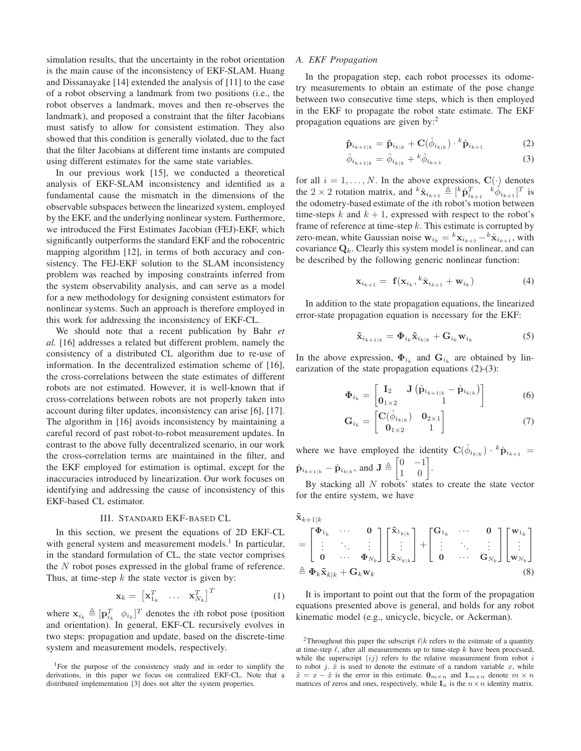simulation results, that the uncertainty in the robot orientation is the main cause of the inconsistency of EKF-SLAM. Huang and Dissanayake [14] extended the analysis of [11] to the case of a robot observing a landmark from two positions (i.e., the robot observes a landmark, moves and then re-observes the landmark), and proposed a constraint that the filter Jacobians must satisfy to allow for consistent estimation. They also showed that this condition is generally violated, due to the fact that the filter Jacobians at different time instants are computed using different estimates for the same state variables.

In our previous work [15], we conducted a theoretical analysis of EKF-SLAM inconsistency and identified as a fundamental cause the mismatch in the dimensions of the observable subspaces between the linearized system, employed by the EKF, and the underlying nonlinear system. Furthermore, we introduced the First Estimates Jacobian (FEJ)-EKF, which significantly outperforms the standard EKF and the robocentric mapping algorithm [12], in terms of both accuracy and consistency. The FEJ-EKF solution to the SLAM inconsistency problem was reached by imposing constraints inferred from the system observability analysis, and can serve as a model for a new methodology for designing consistent estimators for nonlinear systems. Such an approach is therefore employed in this work for addressing the inconsistency of EKF-CL.

We should note that a recent publication by Bahr *et al.* [16] addresses a related but different problem, namely the consistency of a distributed CL algorithm due to re-use of information. In the decentralized estimation scheme of [16], the cross-correlations between the state estimates of different robots are not estimated. However, it is well-known that if cross-correlations between robots are not properly taken into account during filter updates, inconsistency can arise [6], [17]. The algorithm in [16] avoids inconsistency by maintaining a careful record of past robot-to-robot measurement updates. In contrast to the above fully decentralized scenario, in our work the cross-correlation terms are maintained in the filter, and the EKF employed for estimation is optimal, except for the inaccuracies introduced by linearization. Our work focuses on identifying and addressing the cause of inconsistency of this EKF-based CL estimator.

## III. Standard EKF-based CL

In this section, we present the equations of 2D EKF-CL with general system and measurement models.[1] In particular, in the standard formulation of CL, the state vector comprises the $N$ robot poses expressed in the global frame of reference. Thus, at time-step $k$ the state vector is given by:

$$\mathbf{x}_k = \begin{bmatrix}\mathbf{x}_{1_k}^T & \dots & \mathbf{x}_{N_k}^T\end{bmatrix}^T \tag{1}$$

where $\mathbf{x}_{i_k} \triangleq [\mathbf{p}_{i_k}^T \quad \phi_{i_k}]^T$ denotes the $i$th robot pose (position and orientation). In general, EKF-CL recursively evolves in two steps: propagation and update, based on the discrete-time system and measurement models, respectively.

### A. EKF Propagation

In the propagation step, each robot processes its odometry measurements to obtain an estimate of the pose change between two consecutive time steps, which is then employed in the EKF to propagate the robot state estimate. The EKF propagation equations are given by:[2]

$$\hat{\mathbf{p}}_{i_{k+1|k}} = \hat{\mathbf{p}}_{i_{k|k}} + \mathbf{C}(\hat{\phi}_{i_{k|k}}) \cdot {}^{k}\hat{\mathbf{p}}_{i_{k+1}} \tag{2}$$

$$\hat{\phi}_{i_{k+1|k}} = \hat{\phi}_{i_{k|k}} + {}^{k}\hat{\phi}_{i_{k+1}} \tag{3}$$

for all $i = 1, \dots, N$. In the above expressions, $\mathbf{C}(\cdot)$ denotes the $2\times 2$ rotation matrix, and ${}^{k}\hat{\mathbf{x}}_{i_{k+1}} \triangleq [{}^{k}\hat{\mathbf{p}}_{i_{k+1}}^T \quad {}^{k}\hat{\phi}_{i_{k+1}}]^T$ is the odometry-based estimate of the $i$th robot's motion between time-steps $k$ and $k+1$, expressed with respect to the robot's frame of reference at time-step $k$. This estimate is corrupted by zero-mean, white Gaussian noise $\mathbf{w}_{i_k} = {}^{k}\mathbf{x}_{i_{k+1}} - {}^{k}\hat{\mathbf{x}}_{i_{k+1}}$, with covariance $\mathbf{Q}_k$. Clearly this system model is nonlinear, and can be described by the following generic nonlinear function:

$$\mathbf{x}_{i_{k+1}} = \mathbf{f}(\mathbf{x}_{i_k}, {}^{k}\hat{\mathbf{x}}_{i_{k+1}} + \mathbf{w}_{i_k}) \tag{4}$$

In addition to the state propagation equations, the linearized error-state propagation equation is necessary for the EKF:

$$\tilde{\mathbf{x}}_{i_{k+1|k}} = \mathbf{\Phi}_{i_k}\tilde{\mathbf{x}}_{i_{k|k}} + \mathbf{G}_{i_k}\mathbf{w}_{i_k} \tag{5}$$

In the above expression, $\mathbf{\Phi}_{i_k}$ and $\mathbf{G}_{i_k}$ are obtained by linearization of the state propagation equations (2)-(3):

$$\mathbf{\Phi}_{i_k} = \begin{bmatrix}\mathbf{I}_2 & \mathbf{J}\left(\hat{\mathbf{p}}_{i_{k+1|k}} - \hat{\mathbf{p}}_{i_{k|k}}\right)\\ \mathbf{0}_{1\times 2} & 1\end{bmatrix} \tag{6}$$

$$\mathbf{G}_{i_k} = \begin{bmatrix}\mathbf{C}(\hat{\phi}_{i_{k|k}}) & \mathbf{0}_{2\times 1}\\ \mathbf{0}_{1\times 2} & 1\end{bmatrix} \tag{7}$$

where we have employed the identity $\mathbf{C}(\hat{\phi}_{i_{k|k}}) \cdot {}^{k}\hat{\mathbf{p}}_{i_{k+1}} = \hat{\mathbf{p}}_{i_{k+1|k}} - \hat{\mathbf{p}}_{i_{k|k}}$, and $\mathbf{J} \triangleq \begin{bmatrix}0 & -1\\ 1 & 0\end{bmatrix}$.

By stacking all $N$ robots' states to create the state vector for the entire system, we have

$$\begin{aligned}\tilde{\mathbf{x}}_{k+1|k} &= \begin{bmatrix}\mathbf{\Phi}_{1_k} & \cdots & \mathbf{0}\\ \vdots & \ddots & \vdots\\ \mathbf{0} & \cdots & \mathbf{\Phi}_{N_k}\end{bmatrix}\begin{bmatrix}\tilde{\mathbf{x}}_{1_{k|k}}\\ \vdots\\ \tilde{\mathbf{x}}_{N_{k|k}}\end{bmatrix} + \begin{bmatrix}\mathbf{G}_{1_k} & \cdots & \mathbf{0}\\ \vdots & \ddots & \vdots\\ \mathbf{0} & \cdots & \mathbf{G}_{N_k}\end{bmatrix}\begin{bmatrix}\mathbf{w}_{1_k}\\ \vdots\\ \mathbf{w}_{N_k}\end{bmatrix}\\ &\triangleq \mathbf{\Phi}_k\tilde{\mathbf{x}}_{k|k} + \mathbf{G}_k\mathbf{w}_k\end{aligned} \tag{8}$$

It is important to point out that the form of the propagation equations presented above is general, and holds for any robot kinematic model (e.g., unicycle, bicycle, or Ackerman).

[1] For the purpose of the consistency study and in order to simplify the derivations, in this paper we focus on centralized EKF-CL. Note that a distributed implementation [3] does not alter the system properties.

[2] Throughout this paper the subscript $\ell|k$ refers to the estimate of a quantity at time-step $\ell$, after all measurements up to time-step $k$ have been processed, while the superscript $(ij)$ refers to the relative measurement from robot $i$ to robot $j$. $\hat{x}$ is used to denote the estimate of a random variable $x$, while $\tilde{x} = x - \hat{x}$ is the error in this estimate. $\mathbf{0}_{m\times n}$ and $\mathbf{1}_{m\times n}$ denote $m\times n$ matrices of zeros and ones, respectively, while $\mathbf{I}_n$ is the $n\times n$ identity matrix.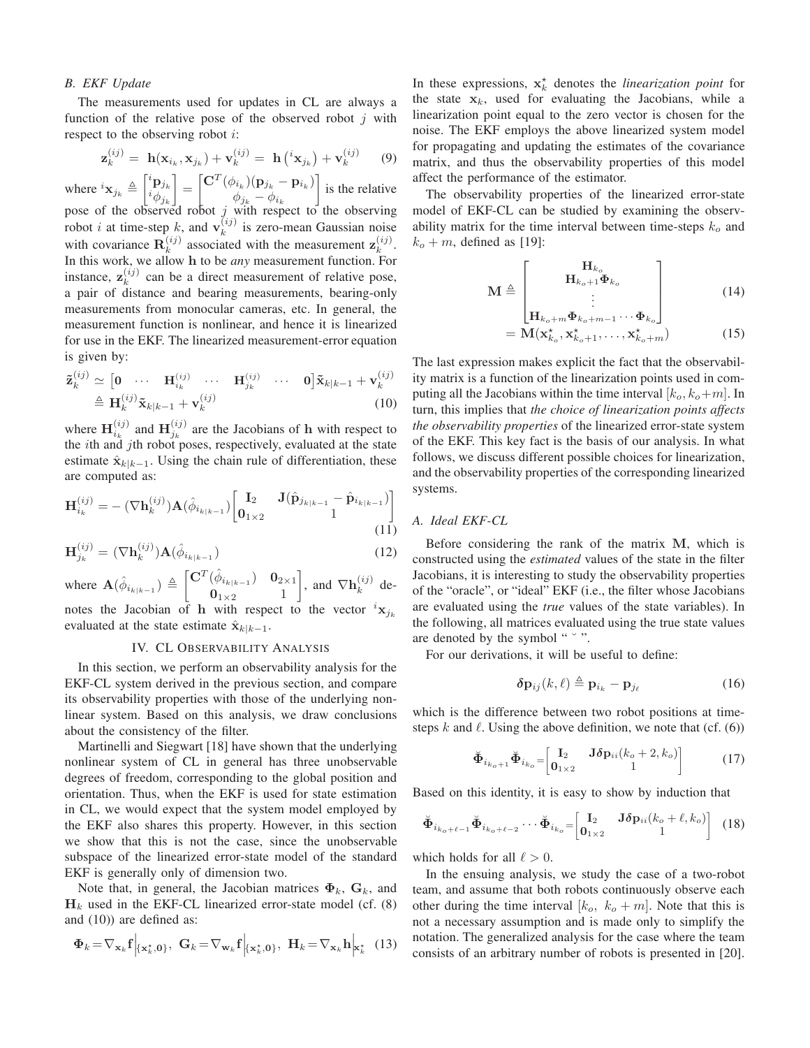### B. EKF Update

The measurements used for updates in CL are always a function of the relative pose of the observed robot $j$ with respect to the observing robot $i$:

$$\mathbf{z}_k^{(ij)} = \mathbf{h}(\mathbf{x}_{i_k}, \mathbf{x}_{j_k}) + \mathbf{v}_k^{(ij)} = \mathbf{h}\left({}^{i}\mathbf{x}_{j_k}\right) + \mathbf{v}_k^{(ij)} \quad (9)$$

where ${}^{i}\mathbf{x}_{j_k} \triangleq \begin{bmatrix} {}^{i}\mathbf{p}_{j_k} \\ {}^{i}\phi_{j_k} \end{bmatrix} = \begin{bmatrix} \mathbf{C}^T(\phi_{i_k})(\mathbf{p}_{j_k} - \mathbf{p}_{i_k}) \\ \phi_{j_k} - \phi_{i_k} \end{bmatrix}$ is the relative pose of the observed robot $j$ with respect to the observing robot $i$ at time-step $k$, and $\mathbf{v}_k^{(ij)}$ is zero-mean Gaussian noise with covariance $\mathbf{R}_k^{(ij)}$ associated with the measurement $\mathbf{z}_k^{(ij)}$. In this work, we allow $\mathbf{h}$ to be *any* measurement function. For instance, $\mathbf{z}_k^{(ij)}$ can be a direct measurement of relative pose, a pair of distance and bearing measurements, bearing-only measurements from monocular cameras, etc. In general, the measurement function is nonlinear, and hence it is linearized for use in the EKF. The linearized measurement-error equation is given by:

$$\begin{aligned}\tilde{\mathbf{z}}_k^{(ij)} &\simeq \begin{bmatrix} \mathbf{0} & \cdots & \mathbf{H}_{i_k}^{(ij)} & \cdots & \mathbf{H}_{j_k}^{(ij)} & \cdots & \mathbf{0} \end{bmatrix} \tilde{\mathbf{x}}_{k|k-1} + \mathbf{v}_k^{(ij)} \\ &\triangleq \mathbf{H}_k^{(ij)} \tilde{\mathbf{x}}_{k|k-1} + \mathbf{v}_k^{(ij)} \end{aligned} \quad (10)$$

where $\mathbf{H}_{i_k}^{(ij)}$ and $\mathbf{H}_{j_k}^{(ij)}$ are the Jacobians of $\mathbf{h}$ with respect to the $i$th and $j$th robot poses, respectively, evaluated at the state estimate $\hat{\mathbf{x}}_{k|k-1}$. Using the chain rule of differentiation, these are computed as:

$$\mathbf{H}_{i_k}^{(ij)} = -(\nabla \mathbf{h}_k^{(ij)}) \mathbf{A}(\hat{\phi}_{i_{k|k-1}}) \begin{bmatrix} \mathbf{I}_2 & \mathbf{J}(\hat{\mathbf{p}}_{j_{k|k-1}} - \hat{\mathbf{p}}_{i_{k|k-1}}) \\ \mathbf{0}_{1\times 2} & 1 \end{bmatrix} \quad (11)$$

$$\mathbf{H}_{j_k}^{(ij)} = (\nabla \mathbf{h}_k^{(ij)}) \mathbf{A}(\hat{\phi}_{i_{k|k-1}}) \quad (12)$$

where $\mathbf{A}(\hat{\phi}_{i_{k|k-1}}) \triangleq \begin{bmatrix} \mathbf{C}^T(\hat{\phi}_{i_{k|k-1}}) & \mathbf{0}_{2\times 1} \\ \mathbf{0}_{1\times 2} & 1 \end{bmatrix}$, and $\nabla \mathbf{h}_k^{(ij)}$ denotes the Jacobian of $\mathbf{h}$ with respect to the vector ${}^{i}\mathbf{x}_{j_k}$ evaluated at the state estimate $\hat{\mathbf{x}}_{k|k-1}$.

## IV. CL Observability Analysis

In this section, we perform an observability analysis for the EKF-CL system derived in the previous section, and compare its observability properties with those of the underlying nonlinear system. Based on this analysis, we draw conclusions about the consistency of the filter.

Martinelli and Siegwart [18] have shown that the underlying nonlinear system of CL in general has three unobservable degrees of freedom, corresponding to the global position and orientation. Thus, when the EKF is used for state estimation in CL, we would expect that the system model employed by the EKF also shares this property. However, in this section we show that this is not the case, since the unobservable subspace of the linearized error-state model of the standard EKF is generally only of dimension two.

Note that, in general, the Jacobian matrices $\mathbf{\Phi}_k$, $\mathbf{G}_k$, and $\mathbf{H}_k$ used in the EKF-CL linearized error-state model (cf. (8) and (10)) are defined as:

$$\mathbf{\Phi}_k = \nabla_{\mathbf{x}_k} \mathbf{f}\Big|_{\{\mathbf{x}_k^{\star}, \mathbf{0}\}}, \;\; \mathbf{G}_k = \nabla_{\mathbf{w}_k} \mathbf{f}\Big|_{\{\mathbf{x}_k^{\star}, \mathbf{0}\}}, \;\; \mathbf{H}_k = \nabla_{\mathbf{x}_k} \mathbf{h}\Big|_{\mathbf{x}_k^{\star}} \quad (13)$$

In these expressions, $\mathbf{x}_k^{\star}$ denotes the *linearization point* for the state $\mathbf{x}_k$, used for evaluating the Jacobians, while a linearization point equal to the zero vector is chosen for the noise. The EKF employs the above linearized system model for propagating and updating the estimates of the covariance matrix, and thus the observability properties of this model affect the performance of the estimator.

The observability properties of the linearized error-state model of EKF-CL can be studied by examining the observability matrix for the time interval between time-steps $k_o$ and $k_o + m$, defined as [19]:

$$\begin{aligned}\mathbf{M} &\triangleq \begin{bmatrix} \mathbf{H}_{k_o} \\ \mathbf{H}_{k_o+1} \mathbf{\Phi}_{k_o} \\ \vdots \\ \mathbf{H}_{k_o+m} \mathbf{\Phi}_{k_o+m-1} \cdots \mathbf{\Phi}_{k_o} \end{bmatrix} \quad (14) \\ &= \mathbf{M}(\mathbf{x}_{k_o}^{\star}, \mathbf{x}_{k_o+1}^{\star}, \ldots, \mathbf{x}_{k_o+m}^{\star}) \quad (15)\end{aligned}$$

The last expression makes explicit the fact that the observability matrix is a function of the linearization points used in computing all the Jacobians within the time interval $[k_o, k_o+m]$. In turn, this implies that *the choice of linearization points affects the observability properties* of the linearized error-state system of the EKF. This key fact is the basis of our analysis. In what follows, we discuss different possible choices for linearization, and the observability properties of the corresponding linearized systems.

### A. Ideal EKF-CL

Before considering the rank of the matrix $\mathbf{M}$, which is constructed using the *estimated* values of the state in the filter Jacobians, it is interesting to study the observability properties of the "oracle", or "ideal" EKF (i.e., the filter whose Jacobians are evaluated using the *true* values of the state variables). In the following, all matrices evaluated using the true state values are denoted by the symbol " $\breve{}$ ".

For our derivations, it will be useful to define:

$$\boldsymbol{\delta}\mathbf{p}_{ij}(k, \ell) \triangleq \mathbf{p}_{i_k} - \mathbf{p}_{j_\ell} \quad (16)$$

which is the difference between two robot positions at time-steps $k$ and $\ell$. Using the above definition, we note that (cf. (6))

$$\breve{\mathbf{\Phi}}_{i_{k_o+1}} \breve{\mathbf{\Phi}}_{i_{k_o}} = \begin{bmatrix} \mathbf{I}_2 & \mathbf{J}\boldsymbol{\delta}\mathbf{p}_{ii}(k_o+2, k_o) \\ \mathbf{0}_{1\times 2} & 1 \end{bmatrix} \quad (17)$$

Based on this identity, it is easy to show by induction that

$$\breve{\mathbf{\Phi}}_{i_{k_o+\ell-1}} \breve{\mathbf{\Phi}}_{i_{k_o+\ell-2}} \cdots \breve{\mathbf{\Phi}}_{i_{k_o}} = \begin{bmatrix} \mathbf{I}_2 & \mathbf{J}\boldsymbol{\delta}\mathbf{p}_{ii}(k_o+\ell, k_o) \\ \mathbf{0}_{1\times 2} & 1 \end{bmatrix} \quad (18)$$

which holds for all $\ell > 0$.

In the ensuing analysis, we study the case of a two-robot team, and assume that both robots continuously observe each other during the time interval $[k_o,\ k_o + m]$. Note that this is not a necessary assumption and is made only to simplify the notation. The generalized analysis for the case where the team consists of an arbitrary number of robots is presented in [20].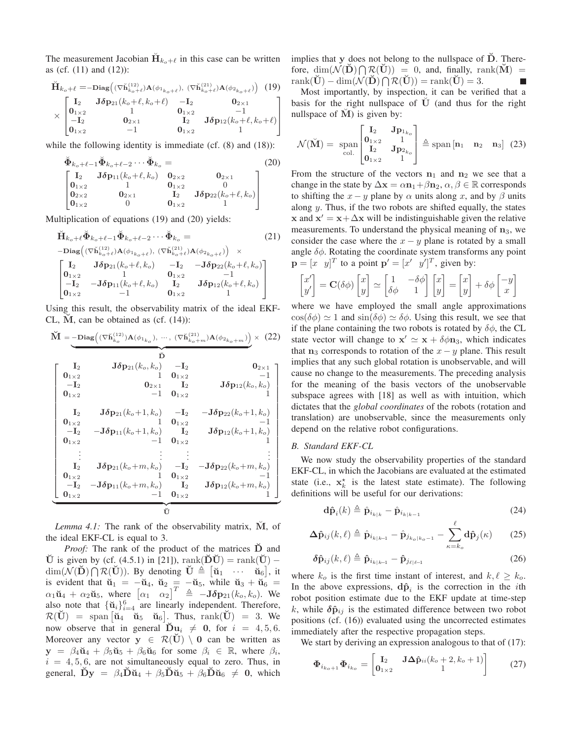The measurement Jacobian $\breve{\mathbf{H}}_{k_o+\ell}$ in this case can be written as (cf. (11) and (12)):

$$
\breve{\mathbf{H}}_{k_o+\ell} = -\mathbf{Diag}\Big( (\nabla \breve{\mathbf{h}}^{(12)}_{k_o+\ell}) \mathbf{A}(\phi_{1_{k_o+\ell}}),\ (\nabla \breve{\mathbf{h}}^{(21)}_{k_o+\ell}) \mathbf{A}(\phi_{2_{k_o+\ell}}) \Big) \tag{19}
$$
$$
\times \begin{bmatrix} \mathbf{I}_2 & \mathbf{J}\boldsymbol{\delta}\mathbf{p}_{21}(k_o+\ell, k_o+\ell) & -\mathbf{I}_2 & \mathbf{0}_{2\times 1} \\ \mathbf{0}_{1\times 2} & 1 & \mathbf{0}_{1\times 2} & -1 \\ -\mathbf{I}_2 & \mathbf{0}_{2\times 1} & \mathbf{I}_2 & \mathbf{J}\boldsymbol{\delta}\mathbf{p}_{12}(k_o+\ell, k_o+\ell) \\ \mathbf{0}_{1\times 2} & -1 & \mathbf{0}_{1\times 2} & 1 \end{bmatrix}
$$

while the following identity is immediate (cf. (8) and (18)):

$$
\breve{\boldsymbol{\Phi}}_{k_o+\ell-1}\breve{\boldsymbol{\Phi}}_{k_o+\ell-2}\cdots\breve{\boldsymbol{\Phi}}_{k_o} = \tag{20}
$$
$$
\begin{bmatrix} \mathbf{I}_2 & \mathbf{J}\boldsymbol{\delta}\mathbf{p}_{11}(k_o+\ell, k_o) & \mathbf{0}_{2\times 2} & \mathbf{0}_{2\times 1} \\ \mathbf{0}_{1\times 2} & 1 & \mathbf{0}_{1\times 2} & 0 \\ \mathbf{0}_{2\times 2} & \mathbf{0}_{2\times 1} & \mathbf{I}_2 & \mathbf{J}\boldsymbol{\delta}\mathbf{p}_{22}(k_o+\ell, k_o) \\ \mathbf{0}_{1\times 2} & 0 & \mathbf{0}_{1\times 2} & 1 \end{bmatrix}
$$

Multiplication of equations (19) and (20) yields:

$$
\breve{\mathbf{H}}_{k_o+\ell}\breve{\boldsymbol{\Phi}}_{k_o+\ell-1}\breve{\boldsymbol{\Phi}}_{k_o+\ell-2}\cdots\breve{\boldsymbol{\Phi}}_{k_o} = \tag{21}
$$
$$
-\mathbf{Diag}\Big( (\nabla \breve{\mathbf{h}}^{(12)}_{k_o+\ell}) \mathbf{A}(\phi_{1_{k_o+\ell}}),\ (\nabla \breve{\mathbf{h}}^{(21)}_{k_o+\ell}) \mathbf{A}(\phi_{2_{k_o+\ell}}) \Big) \times
$$
$$
\begin{bmatrix} \mathbf{I}_2 & \mathbf{J}\boldsymbol{\delta}\mathbf{p}_{21}(k_o+\ell, k_o) & -\mathbf{I}_2 & -\mathbf{J}\boldsymbol{\delta}\mathbf{p}_{22}(k_o+\ell, k_o) \\ \mathbf{0}_{1\times 2} & 1 & \mathbf{0}_{1\times 2} & -1 \\ -\mathbf{I}_2 & -\mathbf{J}\boldsymbol{\delta}\mathbf{p}_{11}(k_o+\ell, k_o) & \mathbf{I}_2 & \mathbf{J}\boldsymbol{\delta}\mathbf{p}_{12}(k_o+\ell, k_o) \\ \mathbf{0}_{1\times 2} & -1 & \mathbf{0}_{1\times 2} & 1 \end{bmatrix}
$$

Using this result, the observability matrix of the ideal EKF-CL, $\breve{\mathbf{M}}$, can be obtained as (cf. (14)):

$$
\breve{\mathbf{M}} = \underbrace{-\mathbf{Diag}\Big( (\nabla \breve{\mathbf{h}}^{(12)}_{k_o}) \mathbf{A}(\phi_{1_{k_o}}),\ \cdots,\ (\nabla \breve{\mathbf{h}}^{(21)}_{k_o+m}) \mathbf{A}(\phi_{2_{k_o+m}}) \Big)}_{\breve{\mathbf{D}}} \times \tag{22}
$$
$$
\underbrace{\begin{bmatrix}
\mathbf{I}_2 & \mathbf{J}\boldsymbol{\delta}\mathbf{p}_{21}(k_o, k_o) & -\mathbf{I}_2 & \mathbf{0}_{2\times 1} \\
\mathbf{0}_{1\times 2} & 1 & \mathbf{0}_{1\times 2} & -1 \\
-\mathbf{I}_2 & \mathbf{0}_{2\times 1} & \mathbf{I}_2 & \mathbf{J}\boldsymbol{\delta}\mathbf{p}_{12}(k_o, k_o) \\
\mathbf{0}_{1\times 2} & -1 & \mathbf{0}_{1\times 2} & 1 \\
\mathbf{I}_2 & \mathbf{J}\boldsymbol{\delta}\mathbf{p}_{21}(k_o+1, k_o) & -\mathbf{I}_2 & -\mathbf{J}\boldsymbol{\delta}\mathbf{p}_{22}(k_o+1, k_o) \\
\mathbf{0}_{1\times 2} & 1 & \mathbf{0}_{1\times 2} & -1 \\
-\mathbf{I}_2 & -\mathbf{J}\boldsymbol{\delta}\mathbf{p}_{11}(k_o+1, k_o) & \mathbf{I}_2 & \mathbf{J}\boldsymbol{\delta}\mathbf{p}_{12}(k_o+1, k_o) \\
\mathbf{0}_{1\times 2} & -1 & \mathbf{0}_{1\times 2} & 1 \\
\vdots & \vdots & \vdots & \vdots \\
\mathbf{I}_2 & \mathbf{J}\boldsymbol{\delta}\mathbf{p}_{21}(k_o+m, k_o) & -\mathbf{I}_2 & -\mathbf{J}\boldsymbol{\delta}\mathbf{p}_{22}(k_o+m, k_o) \\
\mathbf{0}_{1\times 2} & 1 & \mathbf{0}_{1\times 2} & -1 \\
-\mathbf{I}_2 & -\mathbf{J}\boldsymbol{\delta}\mathbf{p}_{11}(k_o+m, k_o) & \mathbf{I}_2 & \mathbf{J}\boldsymbol{\delta}\mathbf{p}_{12}(k_o+m, k_o) \\
\mathbf{0}_{1\times 2} & -1 & \mathbf{0}_{1\times 2} & 1
\end{bmatrix}}_{\breve{\mathbf{U}}}
$$

*Lemma 4.1:* The rank of the observability matrix, $\breve{\mathbf{M}}$, of the ideal EKF-CL is equal to 3.

*Proof:* The rank of the product of the matrices $\breve{\mathbf{D}}$ and $\breve{\mathbf{U}}$ is given by (cf. (4.5.1) in [21]), $\mathrm{rank}(\breve{\mathbf{D}}\breve{\mathbf{U}}) = \mathrm{rank}(\breve{\mathbf{U}}) - \dim(\mathcal{N}(\breve{\mathbf{D}}) \bigcap \mathcal{R}(\breve{\mathbf{U}}))$. By denoting $\breve{\mathbf{U}} \triangleq \begin{bmatrix} \breve{\mathbf{u}}_1 & \cdots & \breve{\mathbf{u}}_6 \end{bmatrix}$, it is evident that $\breve{\mathbf{u}}_1 = -\breve{\mathbf{u}}_4$, $\breve{\mathbf{u}}_2 = -\breve{\mathbf{u}}_5$, while $\breve{\mathbf{u}}_3 + \breve{\mathbf{u}}_6 = \alpha_1 \breve{\mathbf{u}}_4 + \alpha_2 \breve{\mathbf{u}}_5$, where $\begin{bmatrix} \alpha_1 & \alpha_2 \end{bmatrix}^T \triangleq -\mathbf{J}\boldsymbol{\delta}\mathbf{p}_{21}(k_o, k_o)$. We also note that $\{\breve{\mathbf{u}}_i\}_{i=4}^6$ are linearly independent. Therefore, $\mathcal{R}(\breve{\mathbf{U}}) = \mathrm{span}\begin{bmatrix} \breve{\mathbf{u}}_4 & \breve{\mathbf{u}}_5 & \breve{\mathbf{u}}_6 \end{bmatrix}$. Thus, $\mathrm{rank}(\breve{\mathbf{U}}) = 3$. We now observe that in general $\breve{\mathbf{D}}\mathbf{u}_i \neq \mathbf{0}$, for $i = 4, 5, 6$. Moreover any vector $\mathbf{y} \in \mathcal{R}(\breve{\mathbf{U}}) \setminus \mathbf{0}$ can be written as $\mathbf{y} = \beta_4 \breve{\mathbf{u}}_4 + \beta_5 \breve{\mathbf{u}}_5 + \beta_6 \breve{\mathbf{u}}_6$ for some $\beta_i \in \mathbb{R}$, where $\beta_i$, $i = 4, 5, 6$, are not simultaneously equal to zero. Thus, in general, $\breve{\mathbf{D}}\mathbf{y} = \beta_4 \breve{\mathbf{D}}\breve{\mathbf{u}}_4 + \beta_5 \breve{\mathbf{D}}\breve{\mathbf{u}}_5 + \beta_6 \breve{\mathbf{D}}\breve{\mathbf{u}}_6 \neq \mathbf{0}$, which implies that $\mathbf{y}$ does not belong to the nullspace of $\breve{\mathbf{D}}$. Therefore, $\dim(\mathcal{N}(\breve{\mathbf{D}}) \bigcap \mathcal{R}(\breve{\mathbf{U}})) = 0$, and, finally, $\mathrm{rank}(\breve{\mathbf{M}}) = \mathrm{rank}(\breve{\mathbf{U}}) - \dim(\mathcal{N}(\breve{\mathbf{D}}) \bigcap \mathcal{R}(\breve{\mathbf{U}})) = \mathrm{rank}(\breve{\mathbf{U}}) = 3$. ■

Most importantly, by inspection, it can be verified that a basis for the right nullspace of $\breve{\mathbf{U}}$ (and thus for the right nullspace of $\breve{\mathbf{M}}$) is given by:

$$
\mathcal{N}(\breve{\mathbf{M}}) = \underset{\text{col.}}{\mathrm{span}} \begin{bmatrix} \mathbf{I}_2 & \mathbf{J}\mathbf{p}_{1_{k_o}} \\ \mathbf{0}_{1\times 2} & 1 \\ \mathbf{I}_2 & \mathbf{J}\mathbf{p}_{2_{k_o}} \\ \mathbf{0}_{1\times 2} & 1 \end{bmatrix} \triangleq \mathrm{span}\begin{bmatrix} \mathbf{n}_1 & \mathbf{n}_2 & \mathbf{n}_3 \end{bmatrix} \tag{23}
$$

From the structure of the vectors $\mathbf{n}_1$ and $\mathbf{n}_2$ we see that a change in the state by $\Delta\mathbf{x} = \alpha\mathbf{n}_1 + \beta\mathbf{n}_2$, $\alpha, \beta \in \mathbb{R}$ corresponds to shifting the $x-y$ plane by $\alpha$ units along $x$, and by $\beta$ units along $y$. Thus, if the two robots are shifted equally, the states $\mathbf{x}$ and $\mathbf{x}' = \mathbf{x} + \Delta\mathbf{x}$ will be indistinguishable given the relative measurements. To understand the physical meaning of $\mathbf{n}_3$, we consider the case where the $x-y$ plane is rotated by a small angle $\delta\phi$. Rotating the coordinate system transforms any point $\mathbf{p} = [x \quad y]^T$ to a point $\mathbf{p}' = [x' \quad y']^T$, given by:

$$
\begin{bmatrix} x' \\ y' \end{bmatrix} = \mathbf{C}(\delta\phi) \begin{bmatrix} x \\ y \end{bmatrix} \simeq \begin{bmatrix} 1 & -\delta\phi \\ \delta\phi & 1 \end{bmatrix} \begin{bmatrix} x \\ y \end{bmatrix} = \begin{bmatrix} x \\ y \end{bmatrix} + \delta\phi \begin{bmatrix} -y \\ x \end{bmatrix}
$$

where we have employed the small angle approximations $\cos(\delta\phi) \simeq 1$ and $\sin(\delta\phi) \simeq \delta\phi$. Using this result, we see that if the plane containing the two robots is rotated by $\delta\phi$, the CL state vector will change to $\mathbf{x}' \simeq \mathbf{x} + \delta\phi\mathbf{n}_3$, which indicates that $\mathbf{n}_3$ corresponds to rotation of the $x-y$ plane. This result implies that any such global rotation is unobservable, and will cause no change to the measurements. The preceding analysis for the meaning of the basis vectors of the unobservable subspace agrees with [18] as well as with intuition, which dictates that the *global coordinates* of the robots (rotation and translation) are unobservable, since the measurements only depend on the relative robot configurations.

### B. Standard EKF-CL

We now study the observability properties of the standard EKF-CL, in which the Jacobians are evaluated at the estimated state (i.e., $\mathbf{x}_k^\star$ is the latest state estimate). The following definitions will be useful for our derivations:

$$
\mathbf{d}\hat{\mathbf{p}}_i(k) \triangleq \hat{\mathbf{p}}_{i_{k|k}} - \hat{\mathbf{p}}_{i_{k|k-1}} \tag{24}
$$

$$
\boldsymbol{\Delta}\hat{\mathbf{p}}_{ij}(k, \ell) \triangleq \hat{\mathbf{p}}_{i_{k|k-1}} - \hat{\mathbf{p}}_{j_{k_o|k_o-1}} - \sum_{\kappa=k_o}^{\ell} \mathbf{d}\hat{\mathbf{p}}_j(\kappa) \tag{25}
$$

$$
\boldsymbol{\delta}\hat{\mathbf{p}}_{ij}(k, \ell) \triangleq \hat{\mathbf{p}}_{i_{k|k-1}} - \hat{\mathbf{p}}_{j_{\ell|\ell-1}} \tag{26}
$$

where $k_o$ is the first time instant of interest, and $k, \ell \geq k_o$. In the above expressions, $\mathbf{d}\hat{\mathbf{p}}_i$ is the correction in the $i$th robot position estimate due to the EKF update at time-step $k$, while $\boldsymbol{\delta}\hat{\mathbf{p}}_{ij}$ is the estimated difference between two robot positions (cf. (16)) evaluated using the uncorrected estimates immediately after the respective propagation steps.

We start by deriving an expression analogous to that of (17):

$$
\boldsymbol{\Phi}_{i_{k_o+1}} \boldsymbol{\Phi}_{i_{k_o}} = \begin{bmatrix} \mathbf{I}_2 & \mathbf{J}\boldsymbol{\Delta}\hat{\mathbf{p}}_{ii}(k_o+2, k_o+1) \\ \mathbf{0}_{1\times 2} & 1 \end{bmatrix} \tag{27}
$$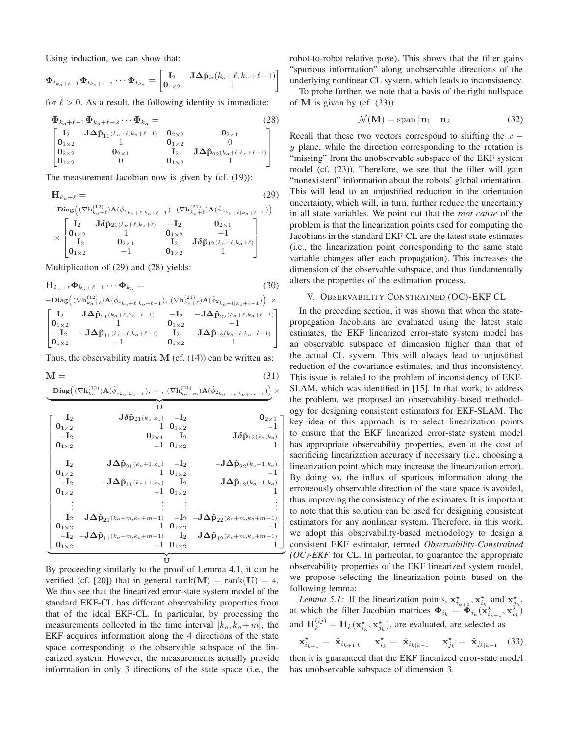Using induction, we can show that:

$$\mathbf{\Phi}_{i_{k_o+\ell-1}}\mathbf{\Phi}_{i_{k_o+\ell-2}}\cdots\mathbf{\Phi}_{i_{k_o}} = \begin{bmatrix} \mathbf{I}_2 & \mathbf{J}\Delta\hat{\mathbf{p}}_{ii}(k_o+\ell, k_o+\ell-1) \\ \mathbf{0}_{1\times 2} & 1 \end{bmatrix}$$

for $\ell > 0$. As a result, the following identity is immediate:

$$\mathbf{\Phi}_{k_o+\ell-1}\mathbf{\Phi}_{k_o+\ell-2}\cdots\mathbf{\Phi}_{k_o} = \tag{28}$$
$$\begin{bmatrix} \mathbf{I}_2 & \mathbf{J}\Delta\hat{\mathbf{p}}_{11}(k_o+\ell,k_o+\ell-1) & \mathbf{0}_{2\times 2} & \mathbf{0}_{2\times 1} \\ \mathbf{0}_{1\times 2} & 1 & \mathbf{0}_{1\times 2} & 0 \\ \mathbf{0}_{2\times 2} & \mathbf{0}_{2\times 1} & \mathbf{I}_2 & \mathbf{J}\Delta\hat{\mathbf{p}}_{22}(k_o+\ell,k_o+\ell-1) \\ \mathbf{0}_{1\times 2} & 0 & \mathbf{0}_{1\times 2} & 1 \end{bmatrix}$$

The measurement Jacobian now is given by (cf. (19)):

$$\mathbf{H}_{k_o+\ell} = \tag{29}$$
$$-\mathbf{Diag}\Big( (\nabla \mathbf{h}^{(12)}_{k_o+\ell})\mathbf{A}(\hat{\phi}_{1_{k_o+\ell|k_o+\ell-1}}),\ (\nabla \mathbf{h}^{(21)}_{k_o+\ell})\mathbf{A}(\hat{\phi}_{2_{k_o+\ell|k_o+\ell-1}}) \Big)$$
$$\times \begin{bmatrix} \mathbf{I}_2 & \mathbf{J}\delta\hat{\mathbf{p}}_{21}(k_o+\ell,k_o+\ell) & -\mathbf{I}_2 & \mathbf{0}_{2\times 1} \\ \mathbf{0}_{1\times 2} & 1 & \mathbf{0}_{1\times 2} & -1 \\ -\mathbf{I}_2 & \mathbf{0}_{2\times 1} & \mathbf{I}_2 & \mathbf{J}\delta\hat{\mathbf{p}}_{12}(k_o+\ell,k_o+\ell) \\ \mathbf{0}_{1\times 2} & -1 & \mathbf{0}_{1\times 2} & 1 \end{bmatrix}$$

Multiplication of (29) and (28) yields:

$$\mathbf{H}_{k_o+\ell}\mathbf{\Phi}_{k_o+\ell-1}\cdots\mathbf{\Phi}_{k_o} = \tag{30}$$
$$-\mathbf{Diag}\Big( (\nabla \mathbf{h}^{(12)}_{k_o+\ell})\mathbf{A}(\hat{\phi}_{1_{k_o+\ell|k_o+\ell-1}}),\ (\nabla \mathbf{h}^{(21)}_{k_o+\ell})\mathbf{A}(\hat{\phi}_{2_{k_o+\ell|k_o+\ell-1}}) \Big) \times$$
$$\begin{bmatrix} \mathbf{I}_2 & \mathbf{J}\Delta\hat{\mathbf{p}}_{21}(k_o+\ell,k_o+\ell-1) & -\mathbf{I}_2 & -\mathbf{J}\Delta\hat{\mathbf{p}}_{22}(k_o+\ell,k_o+\ell-1) \\ \mathbf{0}_{1\times 2} & 1 & \mathbf{0}_{1\times 2} & -1 \\ -\mathbf{I}_2 & -\mathbf{J}\Delta\hat{\mathbf{p}}_{11}(k_o+\ell,k_o+\ell-1) & \mathbf{I}_2 & \mathbf{J}\Delta\hat{\mathbf{p}}_{12}(k_o+\ell,k_o+\ell-1) \\ \mathbf{0}_{1\times 2} & -1 & \mathbf{0}_{1\times 2} & 1 \end{bmatrix}$$

Thus, the observability matrix $\mathbf{M}$ (cf. (14)) can be written as:

$$\mathbf{M} = \tag{31}$$
$$\underbrace{-\mathbf{Diag}\Big( (\nabla \mathbf{h}^{(12)}_{k_o})\mathbf{A}(\hat{\phi}_{1_{k_o|k_o-1}}),\ \cdots,\ (\nabla \mathbf{h}^{(21)}_{k_o+m})\mathbf{A}(\hat{\phi}_{2_{k_o+m|k_o+m-1}}) \Big)}_{\mathbf{D}} \times$$
$$\underbrace{\begin{bmatrix} \mathbf{I}_2 & \mathbf{J}\delta\hat{\mathbf{p}}_{21}(k_o,k_o) & -\mathbf{I}_2 & \mathbf{0}_{2\times 1} \\ \mathbf{0}_{1\times 2} & 1 & \mathbf{0}_{1\times 2} & -1 \\ -\mathbf{I}_2 & \mathbf{0}_{2\times 1} & \mathbf{I}_2 & \mathbf{J}\delta\hat{\mathbf{p}}_{12}(k_o,k_o) \\ \mathbf{0}_{1\times 2} & -1 & \mathbf{0}_{1\times 2} & 1 \\ \mathbf{I}_2 & \mathbf{J}\Delta\hat{\mathbf{p}}_{21}(k_o+1,k_o) & -\mathbf{I}_2 & -\mathbf{J}\Delta\hat{\mathbf{p}}_{22}(k_o+1,k_o) \\ \mathbf{0}_{1\times 2} & 1 & \mathbf{0}_{1\times 2} & -1 \\ -\mathbf{I}_2 & -\mathbf{J}\Delta\hat{\mathbf{p}}_{11}(k_o+1,k_o) & \mathbf{I}_2 & \mathbf{J}\Delta\hat{\mathbf{p}}_{12}(k_o+1,k_o) \\ \mathbf{0}_{1\times 2} & -1 & \mathbf{0}_{1\times 2} & 1 \\ \vdots & \vdots & \vdots & \vdots \\ \mathbf{I}_2 & \mathbf{J}\Delta\hat{\mathbf{p}}_{21}(k_o+m,k_o+m-1) & -\mathbf{I}_2 & -\mathbf{J}\Delta\hat{\mathbf{p}}_{22}(k_o+m,k_o+m-1) \\ \mathbf{0}_{1\times 2} & 1 & \mathbf{0}_{1\times 2} & -1 \\ -\mathbf{I}_2 & -\mathbf{J}\Delta\hat{\mathbf{p}}_{11}(k_o+m,k_o+m-1) & \mathbf{I}_2 & \mathbf{J}\Delta\hat{\mathbf{p}}_{12}(k_o+m,k_o+m-1) \\ \mathbf{0}_{1\times 2} & -1 & \mathbf{0}_{1\times 2} & 1 \end{bmatrix}}_{\mathbf{U}}$$

By proceeding similarly to the proof of Lemma 4.1, it can be verified (cf. [20]) that in general $\text{rank}(\mathbf{M}) = \text{rank}(\mathbf{U}) = 4$. We thus see that the linearized error-state system model of the standard EKF-CL has different observability properties from that of the ideal EKF-CL. In particular, by processing the measurements collected in the time interval $[k_o, k_o+m]$, the EKF acquires information along the 4 directions of the state space corresponding to the observable subspace of the linearized system. However, the measurements actually provide information in only 3 directions of the state space (i.e., the robot-to-robot relative pose). This shows that the filter gains "spurious information" along unobservable directions of the underlying nonlinear CL system, which leads to inconsistency.

To probe further, we note that a basis of the right nullspace of $\mathbf{M}$ is given by (cf. (23)):

$$\mathcal{N}(\mathbf{M}) = \text{span}\begin{bmatrix} \mathbf{n}_1 & \mathbf{n}_2 \end{bmatrix} \tag{32}$$

Recall that these two vectors correspond to shifting the $x-y$ plane, while the direction corresponding to the rotation is "missing" from the unobservable subspace of the EKF system model (cf. (23)). Therefore, we see that the filter will gain "nonexistent" information about the robots' global orientation. This will lead to an unjustified reduction in the orientation uncertainty, which will, in turn, further reduce the uncertainty in all state variables. We point out that the *root cause* of the problem is that the linearization points used for computing the Jacobians in the standard EKF-CL are the latest state estimates (i.e., the linearization point corresponding to the same state variable changes after each propagation). This increases the dimension of the observable subspace, and thus fundamentally alters the properties of the estimation process.

## V. Observability Constrained (OC)-EKF CL

In the preceding section, it was shown that when the state-propagation Jacobians are evaluated using the latest state estimates, the EKF linearized error-state system model has an observable subspace of dimension higher than that of the actual CL system. This will always lead to unjustified reduction of the covariance estimates, and thus inconsistency. This issue is related to the problem of inconsistency of EKF-SLAM, which was identified in [15]. In that work, to address the problem, we proposed an observability-based methodology for designing consistent estimators for EKF-SLAM. The key idea of this approach is to select linearization points to ensure that the EKF linearized error-state system model has appropriate observability properties, even at the cost of sacrificing linearization accuracy if necessary (i.e., choosing a linearization point which may increase the linearization error). By doing so, the influx of spurious information along the erroneously observable direction of the state space is avoided, thus improving the consistency of the estimates. It is important to note that this solution can be used for designing consistent estimators for any nonlinear system. Therefore, in this work, we adopt this observability-based methodology to design a consistent EKF estimator, termed *Observability-Constrained (OC)-EKF* for CL. In particular, to guarantee the appropriate observability properties of the EKF linearized system model, we propose selecting the linearization points based on the following lemma:

*Lemma 5.1:* If the linearization points, $\mathbf{x}^\star_{i_{k+1}}, \mathbf{x}^\star_{i_k}$ and $\mathbf{x}^\star_{j_k}$, at which the filter Jacobian matrices $\mathbf{\Phi}_{i_k} = \mathbf{\Phi}_{i_k}(\mathbf{x}^\star_{i_{k+1}}, \mathbf{x}^\star_{i_k})$ and $\mathbf{H}^{(ij)}_k = \mathbf{H}_k(\mathbf{x}^\star_{i_k}, \mathbf{x}^\star_{j_k})$, are evaluated, are selected as

$$\mathbf{x}^\star_{i_{k+1}} = \hat{\mathbf{x}}_{i_{k+1|k}} \quad \mathbf{x}^\star_{i_k} = \hat{\mathbf{x}}_{i_{k|k-1}} \quad \mathbf{x}^\star_{j_k} = \hat{\mathbf{x}}_{j_{k|k-1}} \tag{33}$$

then it is guaranteed that the EKF linearized error-state model has unobservable subspace of dimension 3.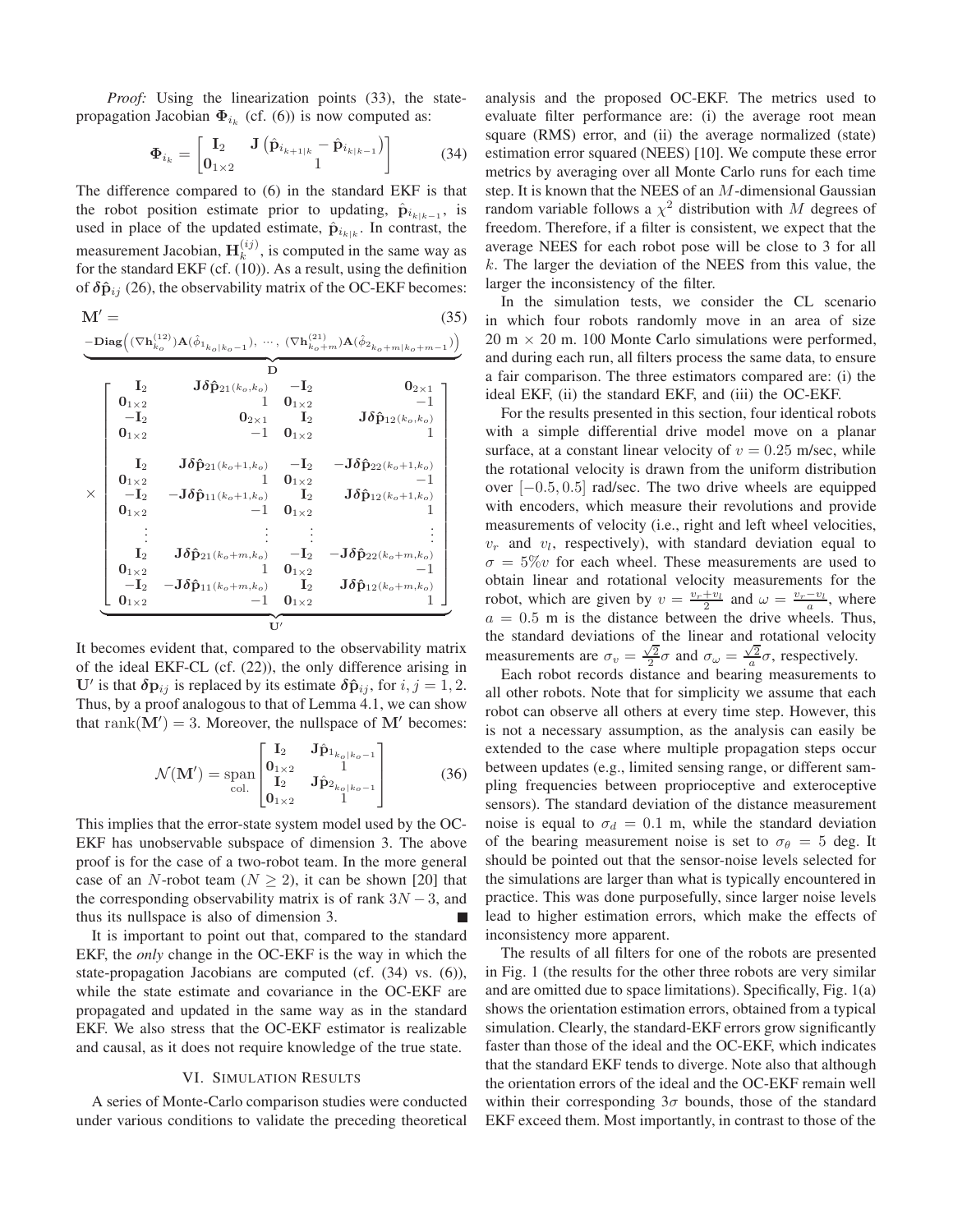*Proof:* Using the linearization points (33), the state-propagation Jacobian $\mathbf{\Phi}_{i_k}$ (cf. (6)) is now computed as:

$$\mathbf{\Phi}_{i_k} = \begin{bmatrix} \mathbf{I}_2 & \mathbf{J}\left(\hat{\mathbf{p}}_{i_{k+1|k}} - \hat{\mathbf{p}}_{i_{k|k-1}}\right) \\ \mathbf{0}_{1\times 2} & 1 \end{bmatrix} \tag{34}$$

The difference compared to (6) in the standard EKF is that the robot position estimate prior to updating, $\hat{\mathbf{p}}_{i_{k|k-1}}$, is used in place of the updated estimate, $\hat{\mathbf{p}}_{i_{k|k}}$. In contrast, the measurement Jacobian, $\mathbf{H}_k^{(ij)}$, is computed in the same way as for the standard EKF (cf. (10)). As a result, using the definition of $\boldsymbol{\delta}\hat{\mathbf{p}}_{ij}$ (26), the observability matrix of the OC-EKF becomes:

$$\mathbf{M}' = \tag{35}$$

$$\underbrace{-\mathbf{Diag}\Big((\nabla\mathbf{h}_{k_o}^{(12)})\mathbf{A}(\hat{\phi}_{1_{k_o|k_o-1}}),\ \cdots,\ (\nabla\mathbf{h}_{k_o+m}^{(21)})\mathbf{A}(\hat{\phi}_{2_{k_o+m|k_o+m-1}})\Big)}_{\mathbf{D}}$$

$$\times \underbrace{\begin{bmatrix} \mathbf{I}_2 & \mathbf{J}\boldsymbol{\delta}\hat{\mathbf{p}}_{21(k_o,k_o)} & -\mathbf{I}_2 & \mathbf{0}_{2\times 1} \\ \mathbf{0}_{1\times 2} & 1 & \mathbf{0}_{1\times 2} & -1 \\ -\mathbf{I}_2 & \mathbf{0}_{2\times 1} & \mathbf{I}_2 & \mathbf{J}\boldsymbol{\delta}\hat{\mathbf{p}}_{12(k_o,k_o)} \\ \mathbf{0}_{1\times 2} & -1 & \mathbf{0}_{1\times 2} & 1 \\ \mathbf{I}_2 & \mathbf{J}\boldsymbol{\delta}\hat{\mathbf{p}}_{21(k_o+1,k_o)} & -\mathbf{I}_2 & -\mathbf{J}\boldsymbol{\delta}\hat{\mathbf{p}}_{22(k_o+1,k_o)} \\ \mathbf{0}_{1\times 2} & 1 & \mathbf{0}_{1\times 2} & -1 \\ -\mathbf{I}_2 & -\mathbf{J}\boldsymbol{\delta}\hat{\mathbf{p}}_{11(k_o+1,k_o)} & \mathbf{I}_2 & \mathbf{J}\boldsymbol{\delta}\hat{\mathbf{p}}_{12(k_o+1,k_o)} \\ \mathbf{0}_{1\times 2} & -1 & \mathbf{0}_{1\times 2} & 1 \\ \vdots & \vdots & \vdots & \vdots \\ \mathbf{I}_2 & \mathbf{J}\boldsymbol{\delta}\hat{\mathbf{p}}_{21(k_o+m,k_o)} & -\mathbf{I}_2 & -\mathbf{J}\boldsymbol{\delta}\hat{\mathbf{p}}_{22(k_o+m,k_o)} \\ \mathbf{0}_{1\times 2} & 1 & \mathbf{0}_{1\times 2} & -1 \\ -\mathbf{I}_2 & -\mathbf{J}\boldsymbol{\delta}\hat{\mathbf{p}}_{11(k_o+m,k_o)} & \mathbf{I}_2 & \mathbf{J}\boldsymbol{\delta}\hat{\mathbf{p}}_{12(k_o+m,k_o)} \\ \mathbf{0}_{1\times 2} & -1 & \mathbf{0}_{1\times 2} & 1 \end{bmatrix}}_{\mathbf{U}'}$$

It becomes evident that, compared to the observability matrix of the ideal EKF-CL (cf. (22)), the only difference arising in $\mathbf{U}'$ is that $\boldsymbol{\delta}\mathbf{p}_{ij}$ is replaced by its estimate $\boldsymbol{\delta}\hat{\mathbf{p}}_{ij}$, for $i, j = 1, 2$. Thus, by a proof analogous to that of Lemma 4.1, we can show that $\mathrm{rank}(\mathbf{M}') = 3$. Moreover, the nullspace of $\mathbf{M}'$ becomes:

$$\mathcal{N}(\mathbf{M}') = \underset{\text{col.}}{\mathrm{span}} \begin{bmatrix} \mathbf{I}_2 & \mathbf{J}\hat{\mathbf{p}}_{1_{k_o|k_o-1}} \\ \mathbf{0}_{1\times 2} & 1 \\ \mathbf{I}_2 & \mathbf{J}\hat{\mathbf{p}}_{2_{k_o|k_o-1}} \\ \mathbf{0}_{1\times 2} & 1 \end{bmatrix} \tag{36}$$

This implies that the error-state system model used by the OC-EKF has unobservable subspace of dimension 3. The above proof is for the case of a two-robot team. In the more general case of an $N$-robot team ($N \geq 2$), it can be shown [20] that the corresponding observability matrix is of rank $3N - 3$, and thus its nullspace is also of dimension 3. ∎

It is important to point out that, compared to the standard EKF, the *only* change in the OC-EKF is the way in which the state-propagation Jacobians are computed (cf. (34) vs. (6)), while the state estimate and covariance in the OC-EKF are propagated and updated in the same way as in the standard EKF. We also stress that the OC-EKF estimator is realizable and causal, as it does not require knowledge of the true state.

## VI. Simulation Results

A series of Monte-Carlo comparison studies were conducted under various conditions to validate the preceding theoretical analysis and the proposed OC-EKF. The metrics used to evaluate filter performance are: (i) the average root mean square (RMS) error, and (ii) the average normalized (state) estimation error squared (NEES) [10]. We compute these error metrics by averaging over all Monte Carlo runs for each time step. It is known that the NEES of an $M$-dimensional Gaussian random variable follows a $\chi^2$ distribution with $M$ degrees of freedom. Therefore, if a filter is consistent, we expect that the average NEES for each robot pose will be close to 3 for all $k$. The larger the deviation of the NEES from this value, the larger the inconsistency of the filter.

In the simulation tests, we consider the CL scenario in which four robots randomly move in an area of size 20 m $\times$ 20 m. 100 Monte Carlo simulations were performed, and during each run, all filters process the same data, to ensure a fair comparison. The three estimators compared are: (i) the ideal EKF, (ii) the standard EKF, and (iii) the OC-EKF.

For the results presented in this section, four identical robots with a simple differential drive model move on a planar surface, at a constant linear velocity of $v = 0.25$ m/sec, while the rotational velocity is drawn from the uniform distribution over $[-0.5, 0.5]$ rad/sec. The two drive wheels are equipped with encoders, which measure their revolutions and provide measurements of velocity (i.e., right and left wheel velocities, $v_r$ and $v_l$, respectively), with standard deviation equal to $\sigma = 5\%v$ for each wheel. These measurements are used to obtain linear and rotational velocity measurements for the robot, which are given by $v = \frac{v_r + v_l}{2}$ and $\omega = \frac{v_r - v_l}{a}$, where $a = 0.5$ m is the distance between the drive wheels. Thus, the standard deviations of the linear and rotational velocity measurements are $\sigma_v = \frac{\sqrt{2}}{2}\sigma$ and $\sigma_\omega = \frac{\sqrt{2}}{a}\sigma$, respectively.

Each robot records distance and bearing measurements to all other robots. Note that for simplicity we assume that each robot can observe all others at every time step. However, this is not a necessary assumption, as the analysis can easily be extended to the case where multiple propagation steps occur between updates (e.g., limited sensing range, or different sampling frequencies between proprioceptive and exteroceptive sensors). The standard deviation of the distance measurement noise is equal to $\sigma_d = 0.1$ m, while the standard deviation of the bearing measurement noise is set to $\sigma_\theta = 5$ deg. It should be pointed out that the sensor-noise levels selected for the simulations are larger than what is typically encountered in practice. This was done purposefully, since larger noise levels lead to higher estimation errors, which make the effects of inconsistency more apparent.

The results of all filters for one of the robots are presented in Fig. 1 (the results for the other three robots are very similar and are omitted due to space limitations). Specifically, Fig. 1(a) shows the orientation estimation errors, obtained from a typical simulation. Clearly, the standard-EKF errors grow significantly faster than those of the ideal and the OC-EKF, which indicates that the standard EKF tends to diverge. Note also that although the orientation errors of the ideal and the OC-EKF remain well within their corresponding $3\sigma$ bounds, those of the standard EKF exceed them. Most importantly, in contrast to those of the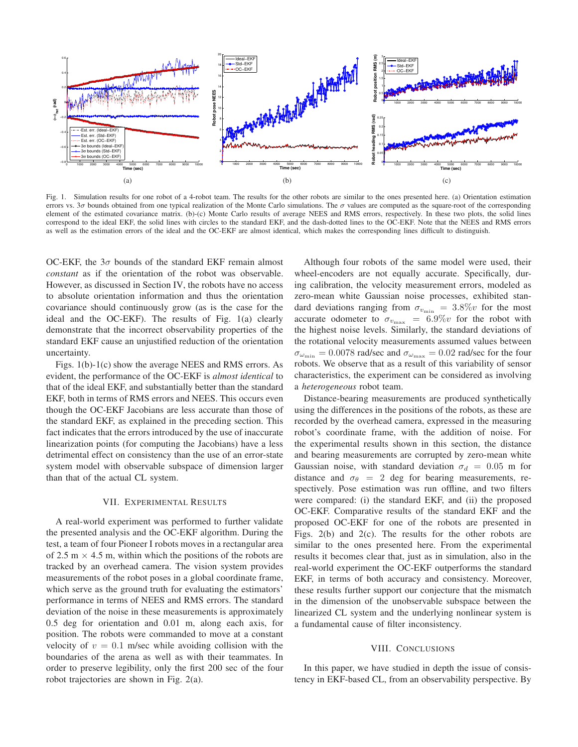Fig. 1. Simulation results for one robot of a 4-robot team. The results for the other robots are similar to the ones presented here. (a) Orientation estimation errors vs. $3\sigma$ bounds obtained from one typical realization of the Monte Carlo simulations. The $\sigma$ values are computed as the square-root of the corresponding element of the estimated covariance matrix. (b)-(c) Monte Carlo results of average NEES and RMS errors, respectively. In these two plots, the solid lines correspond to the ideal EKF, the solid lines with circles to the standard EKF, and the dash-dotted lines to the OC-EKF. Note that the NEES and RMS errors as well as the estimation errors of the ideal and the OC-EKF are almost identical, which makes the corresponding lines difficult to distinguish.

OC-EKF, the $3\sigma$ bounds of the standard EKF remain almost *constant* as if the orientation of the robot was observable. However, as discussed in Section IV, the robots have no access to absolute orientation information and thus the orientation covariance should continuously grow (as is the case for the ideal and the OC-EKF). The results of Fig. 1(a) clearly demonstrate that the incorrect observability properties of the standard EKF cause an unjustified reduction of the orientation uncertainty.

Figs. 1(b)-1(c) show the average NEES and RMS errors. As evident, the performance of the OC-EKF is *almost identical* to that of the ideal EKF, and substantially better than the standard EKF, both in terms of RMS errors and NEES. This occurs even though the OC-EKF Jacobians are less accurate than those of the standard EKF, as explained in the preceding section. This fact indicates that the errors introduced by the use of inaccurate linearization points (for computing the Jacobians) have a less detrimental effect on consistency than the use of an error-state system model with observable subspace of dimension larger than that of the actual CL system.

## VII. Experimental Results

A real-world experiment was performed to further validate the presented analysis and the OC-EKF algorithm. During the test, a team of four Pioneer I robots moves in a rectangular area of 2.5 m × 4.5 m, within which the positions of the robots are tracked by an overhead camera. The vision system provides measurements of the robot poses in a global coordinate frame, which serve as the ground truth for evaluating the estimators' performance in terms of NEES and RMS errors. The standard deviation of the noise in these measurements is approximately 0.5 deg for orientation and 0.01 m, along each axis, for position. The robots were commanded to move at a constant velocity of $v = 0.1$ m/sec while avoiding collision with the boundaries of the arena as well as with their teammates. In order to preserve legibility, only the first 200 sec of the four robot trajectories are shown in Fig. 2(a).

Although four robots of the same model were used, their wheel-encoders are not equally accurate. Specifically, during calibration, the velocity measurement errors, modeled as zero-mean white Gaussian noise processes, exhibited standard deviations ranging from $\sigma_{v_{\min}} = 3.8\%v$ for the most accurate odometer to $\sigma_{v_{\max}} = 6.9\%v$ for the robot with the highest noise levels. Similarly, the standard deviations of the rotational velocity measurements assumed values between $\sigma_{\omega_{\min}} = 0.0078$ rad/sec and $\sigma_{\omega_{\max}} = 0.02$ rad/sec for the four robots. We observe that as a result of this variability of sensor characteristics, the experiment can be considered as involving a *heterogeneous* robot team.

Distance-bearing measurements are produced synthetically using the differences in the positions of the robots, as these are recorded by the overhead camera, expressed in the measuring robot's coordinate frame, with the addition of noise. For the experimental results shown in this section, the distance and bearing measurements are corrupted by zero-mean white Gaussian noise, with standard deviation $\sigma_d = 0.05$ m for distance and $\sigma_\theta = 2$ deg for bearing measurements, respectively. Pose estimation was run offline, and two filters were compared: (i) the standard EKF, and (ii) the proposed OC-EKF. Comparative results of the standard EKF and the proposed OC-EKF for one of the robots are presented in Figs. 2(b) and 2(c). The results for the other robots are similar to the ones presented here. From the experimental results it becomes clear that, just as in simulation, also in the real-world experiment the OC-EKF outperforms the standard EKF, in terms of both accuracy and consistency. Moreover, these results further support our conjecture that the mismatch in the dimension of the unobservable subspace between the linearized CL system and the underlying nonlinear system is a fundamental cause of filter inconsistency.

## VIII. Conclusions

In this paper, we have studied in depth the issue of consistency in EKF-based CL, from an observability perspective. By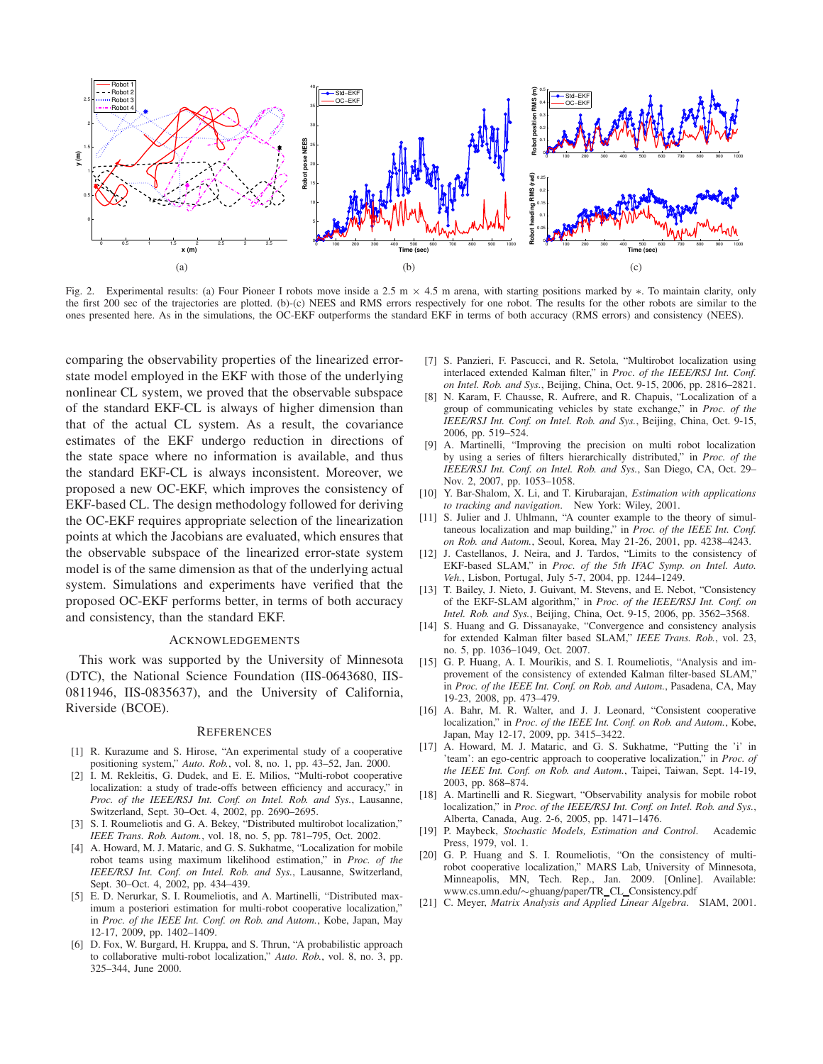Robot 1
Robot 2
Robot 3
Robot 4

y (m)

x (m)

(a)

Std−EKF
OC−EKF

Robot pose NEES

Time (sec)

(b)

Std−EKF
OC−EKF

Robot position RMS (m)

Robot heading RMS (rad)

Time (sec)

(c)

Fig. 2. Experimental results: (a) Four Pioneer I robots move inside a 2.5 m × 4.5 m arena, with starting positions marked by $*$. To maintain clarity, only the first 200 sec of the trajectories are plotted. (b)-(c) NEES and RMS errors respectively for one robot. The results for the other robots are similar to the ones presented here. As in the simulations, the OC-EKF outperforms the standard EKF in terms of both accuracy (RMS errors) and consistency (NEES).

comparing the observability properties of the linearized error-state model employed in the EKF with those of the underlying nonlinear CL system, we proved that the observable subspace of the standard EKF-CL is always of higher dimension than that of the actual CL system. As a result, the covariance estimates of the EKF undergo reduction in directions of the state space where no information is available, and thus the standard EKF-CL is always inconsistent. Moreover, we proposed a new OC-EKF, which improves the consistency of EKF-based CL. The design methodology followed for deriving the OC-EKF requires appropriate selection of the linearization points at which the Jacobians are evaluated, which ensures that the observable subspace of the linearized error-state system model is of the same dimension as that of the underlying actual system. Simulations and experiments have verified that the proposed OC-EKF performs better, in terms of both accuracy and consistency, than the standard EKF.

## Acknowledgements

This work was supported by the University of Minnesota (DTC), the National Science Foundation (IIS-0643680, IIS-0811946, IIS-0835637), and the University of California, Riverside (BCOE).

## References

[1] R. Kurazume and S. Hirose, "An experimental study of a cooperative positioning system," *Auto. Rob.*, vol. 8, no. 1, pp. 43–52, Jan. 2000.

[2] I. M. Rekleitis, G. Dudek, and E. E. Milios, "Multi-robot cooperative localization: a study of trade-offs between efficiency and accuracy," in *Proc. of the IEEE/RSJ Int. Conf. on Intel. Rob. and Sys.*, Lausanne, Switzerland, Sept. 30–Oct. 4, 2002, pp. 2690–2695.

[3] S. I. Roumeliotis and G. A. Bekey, "Distributed multirobot localization," *IEEE Trans. Rob. Autom.*, vol. 18, no. 5, pp. 781–795, Oct. 2002.

[4] A. Howard, M. J. Mataric, and G. S. Sukhatme, "Localization for mobile robot teams using maximum likelihood estimation," in *Proc. of the IEEE/RSJ Int. Conf. on Intel. Rob. and Sys.*, Lausanne, Switzerland, Sept. 30–Oct. 4, 2002, pp. 434–439.

[5] E. D. Nerurkar, S. I. Roumeliotis, and A. Martinelli, "Distributed maximum a posteriori estimation for multi-robot cooperative localization," in *Proc. of the IEEE Int. Conf. on Rob. and Autom.*, Kobe, Japan, May 12-17, 2009, pp. 1402–1409.

[6] D. Fox, W. Burgard, H. Kruppa, and S. Thrun, "A probabilistic approach to collaborative multi-robot localization," *Auto. Rob.*, vol. 8, no. 3, pp. 325–344, June 2000.

[7] S. Panzieri, F. Pascucci, and R. Setola, "Multirobot localization using interlaced extended Kalman filter," in *Proc. of the IEEE/RSJ Int. Conf. on Intel. Rob. and Sys.*, Beijing, China, Oct. 9-15, 2006, pp. 2816–2821.

[8] N. Karam, F. Chausse, R. Aufrere, and R. Chapuis, "Localization of a group of communicating vehicles by state exchange," in *Proc. of the IEEE/RSJ Int. Conf. on Intel. Rob. and Sys.*, Beijing, China, Oct. 9-15, 2006, pp. 519–524.

[9] A. Martinelli, "Improving the precision on multi robot localization by using a series of filters hierarchically distributed," in *Proc. of the IEEE/RSJ Int. Conf. on Intel. Rob. and Sys.*, San Diego, CA, Oct. 29–Nov. 2, 2007, pp. 1053–1058.

[10] Y. Bar-Shalom, X. Li, and T. Kirubarajan, *Estimation with applications to tracking and navigation*. New York: Wiley, 2001.

[11] S. Julier and J. Uhlmann, "A counter example to the theory of simultaneous localization and map building," in *Proc. of the IEEE Int. Conf. on Rob. and Autom.*, Seoul, Korea, May 21-26, 2001, pp. 4238–4243.

[12] J. Castellanos, J. Neira, and J. Tardos, "Limits to the consistency of EKF-based SLAM," in *Proc. of the 5th IFAC Symp. on Intel. Auto. Veh.*, Lisbon, Portugal, July 5-7, 2004, pp. 1244–1249.

[13] T. Bailey, J. Nieto, J. Guivant, M. Stevens, and E. Nebot, "Consistency of the EKF-SLAM algorithm," in *Proc. of the IEEE/RSJ Int. Conf. on Intel. Rob. and Sys.*, Beijing, China, Oct. 9-15, 2006, pp. 3562–3568.

[14] S. Huang and G. Dissanayake, "Convergence and consistency analysis for extended Kalman filter based SLAM," *IEEE Trans. Rob.*, vol. 23, no. 5, pp. 1036–1049, Oct. 2007.

[15] G. P. Huang, A. I. Mourikis, and S. I. Roumeliotis, "Analysis and improvement of the consistency of extended Kalman filter-based SLAM," in *Proc. of the IEEE Int. Conf. on Rob. and Autom.*, Pasadena, CA, May 19-23, 2008, pp. 473–479.

[16] A. Bahr, M. R. Walter, and J. J. Leonard, "Consistent cooperative localization," in *Proc. of the IEEE Int. Conf. on Rob. and Autom.*, Kobe, Japan, May 12-17, 2009, pp. 3415–3422.

[17] A. Howard, M. J. Mataric, and G. S. Sukhatme, "Putting the 'i' in 'team': an ego-centric approach to cooperative localization," in *Proc. of the IEEE Int. Conf. on Rob. and Autom.*, Taipei, Taiwan, Sept. 14-19, 2003, pp. 868–874.

[18] A. Martinelli and R. Siegwart, "Observability analysis for mobile robot localization," in *Proc. of the IEEE/RSJ Int. Conf. on Intel. Rob. and Sys.*, Alberta, Canada, Aug. 2-6, 2005, pp. 1471–1476.

[19] P. Maybeck, *Stochastic Models, Estimation and Control*. Academic Press, 1979, vol. 1.

[20] G. P. Huang and S. I. Roumeliotis, "On the consistency of multi-robot cooperative localization," MARS Lab, University of Minnesota, Minneapolis, MN, Tech. Rep., Jan. 2009. [Online]. Available: www.cs.umn.edu/∼ghuang/paper/TR_CL_Consistency.pdf

[21] C. Meyer, *Matrix Analysis and Applied Linear Algebra*. SIAM, 2001.